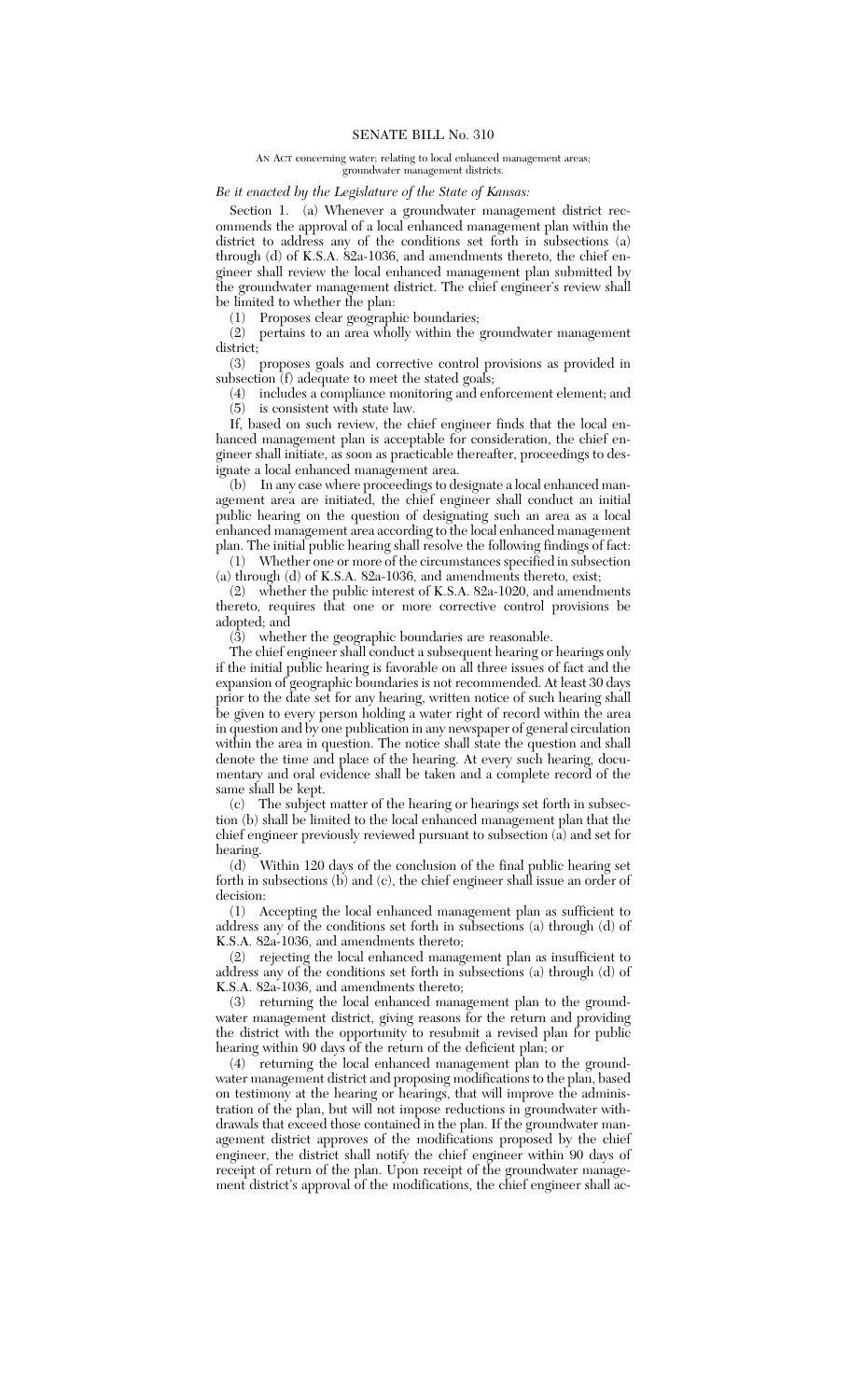# SENATE BILL No. 310

AN ACT concerning water; relating to local enhanced management areas; groundwater management districts.

*Be it enacted by the Legislature of the State of Kansas:*

Section 1. (a) Whenever a groundwater management district recommends the approval of a local enhanced management plan within the district to address any of the conditions set forth in subsections (a) through (d) of K.S.A. 82a-1036, and amendments thereto, the chief engineer shall review the local enhanced management plan submitted by the groundwater management district. The chief engineer's review shall be limited to whether the plan:

(1) Proposes clear geographic boundaries;

(2) pertains to an area wholly within the groundwater management district;

(3) proposes goals and corrective control provisions as provided in subsection (f) adequate to meet the stated goals;

(4) includes a compliance monitoring and enforcement element; and

(5) is consistent with state law.

If, based on such review, the chief engineer finds that the local enhanced management plan is acceptable for consideration, the chief engineer shall initiate, as soon as practicable thereafter, proceedings to designate a local enhanced management area.

(b) In any case where proceedings to designate a local enhanced management area are initiated, the chief engineer shall conduct an initial public hearing on the question of designating such an area as a local enhanced management area according to the local enhanced management plan. The initial public hearing shall resolve the following findings of fact:

(1) Whether one or more of the circumstances specified in subsection (a) through (d) of K.S.A. 82a-1036, and amendments thereto, exist;

(2) whether the public interest of K.S.A. 82a-1020, and amendments thereto, requires that one or more corrective control provisions be adopted; and

(3) whether the geographic boundaries are reasonable.

The chief engineer shall conduct a subsequent hearing or hearings only if the initial public hearing is favorable on all three issues of fact and the expansion of geographic boundaries is not recommended. At least 30 days prior to the date set for any hearing, written notice of such hearing shall be given to every person holding a water right of record within the area in question and by one publication in any newspaper of general circulation within the area in question. The notice shall state the question and shall denote the time and place of the hearing. At every such hearing, documentary and oral evidence shall be taken and a complete record of the same shall be kept.

(c) The subject matter of the hearing or hearings set forth in subsection (b) shall be limited to the local enhanced management plan that the chief engineer previously reviewed pursuant to subsection (a) and set for hearing.

(d) Within 120 days of the conclusion of the final public hearing set forth in subsections (b) and (c), the chief engineer shall issue an order of decision:

(1) Accepting the local enhanced management plan as sufficient to address any of the conditions set forth in subsections (a) through (d) of K.S.A. 82a-1036, and amendments thereto;

(2) rejecting the local enhanced management plan as insufficient to address any of the conditions set forth in subsections (a) through (d) of K.S.A. 82a-1036, and amendments thereto;

(3) returning the local enhanced management plan to the groundwater management district, giving reasons for the return and providing the district with the opportunity to resubmit a revised plan for public hearing within 90 days of the return of the deficient plan; or

(4) returning the local enhanced management plan to the groundwater management district and proposing modifications to the plan, based on testimony at the hearing or hearings, that will improve the administration of the plan, but will not impose reductions in groundwater withdrawals that exceed those contained in the plan. If the groundwater management district approves of the modifications proposed by the chief engineer, the district shall notify the chief engineer within 90 days of receipt of return of the plan. Upon receipt of the groundwater management district's approval of the modifications, the chief engineer shall ac-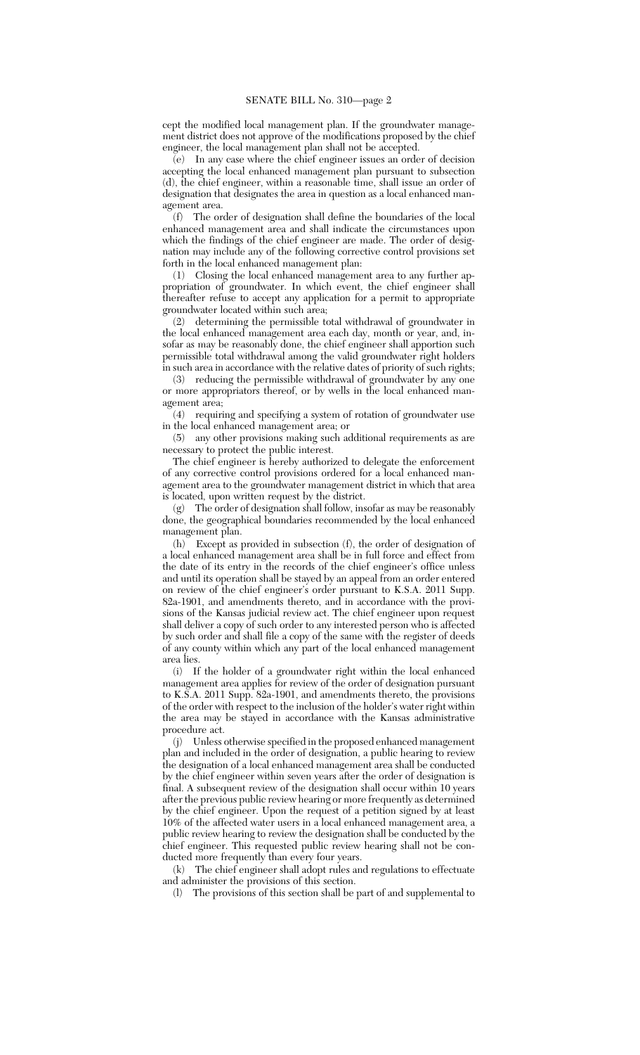cept the modified local management plan. If the groundwater management district does not approve of the modifications proposed by the chief engineer, the local management plan shall not be accepted.

(e) In any case where the chief engineer issues an order of decision accepting the local enhanced management plan pursuant to subsection (d), the chief engineer, within a reasonable time, shall issue an order of designation that designates the area in question as a local enhanced management area.

(f) The order of designation shall define the boundaries of the local enhanced management area and shall indicate the circumstances upon which the findings of the chief engineer are made. The order of designation may include any of the following corrective control provisions set forth in the local enhanced management plan:

(1) Closing the local enhanced management area to any further appropriation of groundwater. In which event, the chief engineer shall thereafter refuse to accept any application for a permit to appropriate groundwater located within such area;

(2) determining the permissible total withdrawal of groundwater in the local enhanced management area each day, month or year, and, insofar as may be reasonably done, the chief engineer shall apportion such permissible total withdrawal among the valid groundwater right holders in such area in accordance with the relative dates of priority of such rights;

(3) reducing the permissible withdrawal of groundwater by any one or more appropriators thereof, or by wells in the local enhanced management area;

(4) requiring and specifying a system of rotation of groundwater use in the local enhanced management area; or

(5) any other provisions making such additional requirements as are necessary to protect the public interest.

The chief engineer is hereby authorized to delegate the enforcement of any corrective control provisions ordered for a local enhanced management area to the groundwater management district in which that area is located, upon written request by the district.

(g) The order of designation shall follow, insofar as may be reasonably done, the geographical boundaries recommended by the local enhanced management plan.

(h) Except as provided in subsection (f), the order of designation of a local enhanced management area shall be in full force and effect from the date of its entry in the records of the chief engineer's office unless and until its operation shall be stayed by an appeal from an order entered on review of the chief engineer's order pursuant to K.S.A. 2011 Supp. 82a-1901, and amendments thereto, and in accordance with the provisions of the Kansas judicial review act. The chief engineer upon request shall deliver a copy of such order to any interested person who is affected by such order and shall file a copy of the same with the register of deeds of any county within which any part of the local enhanced management area lies.

(i) If the holder of a groundwater right within the local enhanced management area applies for review of the order of designation pursuant to K.S.A. 2011 Supp. 82a-1901, and amendments thereto, the provisions of the order with respect to the inclusion of the holder's water right within the area may be stayed in accordance with the Kansas administrative procedure act.

(j) Unless otherwise specified in the proposed enhanced management plan and included in the order of designation, a public hearing to review the designation of a local enhanced management area shall be conducted by the chief engineer within seven years after the order of designation is final. A subsequent review of the designation shall occur within 10 years after the previous public review hearing or more frequently as determined by the chief engineer. Upon the request of a petition signed by at least 10% of the affected water users in a local enhanced management area, a public review hearing to review the designation shall be conducted by the chief engineer. This requested public review hearing shall not be conducted more frequently than every four years.

(k) The chief engineer shall adopt rules and regulations to effectuate and administer the provisions of this section.

(l) The provisions of this section shall be part of and supplemental to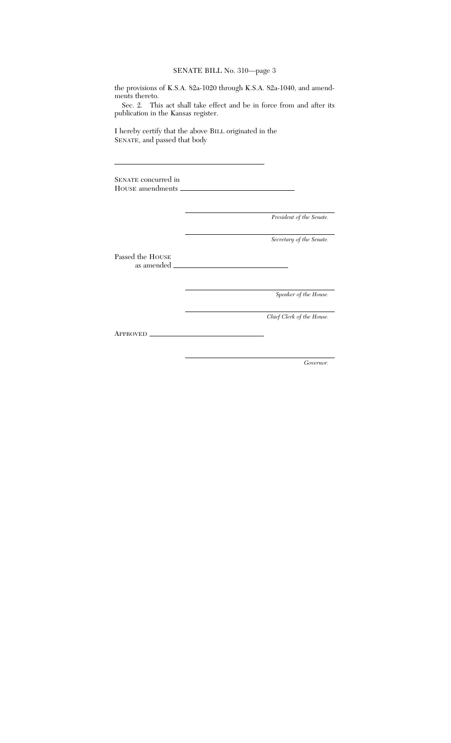the provisions of K.S.A. 82a-1020 through K.S.A. 82a-1040, and amendments thereto.

Sec. 2. This act shall take effect and be in force from and after its publication in the Kansas register.

I hereby certify that the above BILL originated in the SENATE, and passed that body

\_\_\_\_\_\_\_\_\_\_\_\_\_\_\_\_\_\_\_\_\_\_\_\_\_\_\_\_\_\_

SENATE concurred in
HOUSE amendments \_\_\_\_\_\_\_\_\_\_\_\_\_\_\_\_\_\_\_\_\_\_\_\_

\_\_\_\_\_\_\_\_\_\_\_\_\_\_\_\_\_\_\_\_\_\_\_\_
*President of the Senate.*

\_\_\_\_\_\_\_\_\_\_\_\_\_\_\_\_\_\_\_\_\_\_\_\_
*Secretary of the Senate.*

Passed the HOUSE
as amended \_\_\_\_\_\_\_\_\_\_\_\_\_\_\_\_\_\_\_\_\_\_\_\_

\_\_\_\_\_\_\_\_\_\_\_\_\_\_\_\_\_\_\_\_\_\_\_\_
*Speaker of the House.*

\_\_\_\_\_\_\_\_\_\_\_\_\_\_\_\_\_\_\_\_\_\_\_\_
*Chief Clerk of the House.*

APPROVED \_\_\_\_\_\_\_\_\_\_\_\_\_\_\_\_\_\_\_\_\_\_\_\_

\_\_\_\_\_\_\_\_\_\_\_\_\_\_\_\_\_\_\_\_\_\_\_\_
*Governor.*